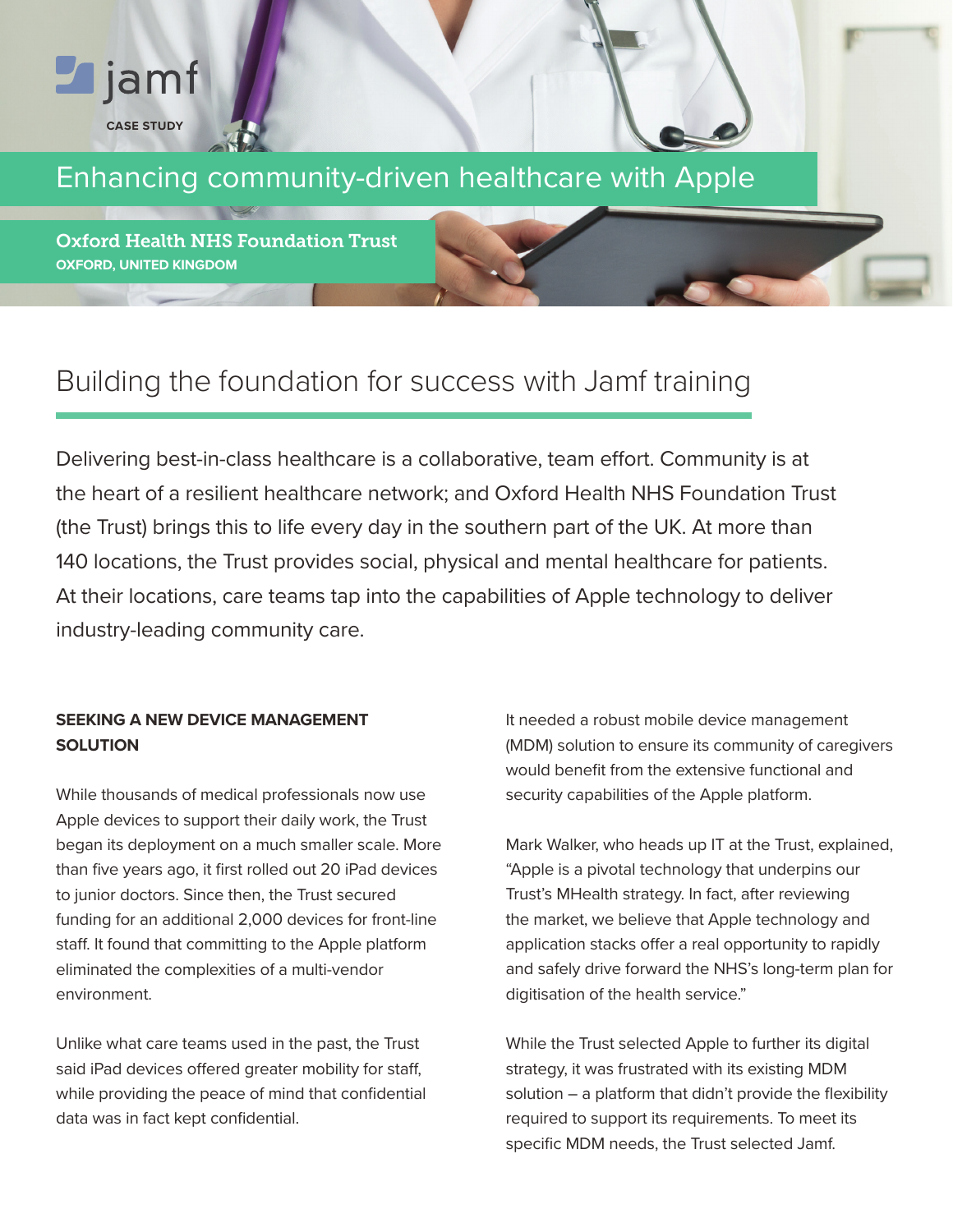jamf

CASE STUDY

# Enhancing community-driven healthcare with Apple

**Oxford Health NHS Foundation Trust**
**OXFORD, UNITED KINGDOM**

## Building the foundation for success with Jamf training

Delivering best-in-class healthcare is a collaborative, team effort. Community is at the heart of a resilient healthcare network; and Oxford Health NHS Foundation Trust (the Trust) brings this to life every day in the southern part of the UK. At more than 140 locations, the Trust provides social, physical and mental healthcare for patients. At their locations, care teams tap into the capabilities of Apple technology to deliver industry-leading community care.

### SEEKING A NEW DEVICE MANAGEMENT SOLUTION

While thousands of medical professionals now use Apple devices to support their daily work, the Trust began its deployment on a much smaller scale. More than five years ago, it first rolled out 20 iPad devices to junior doctors. Since then, the Trust secured funding for an additional 2,000 devices for front-line staff. It found that committing to the Apple platform eliminated the complexities of a multi-vendor environment.

Unlike what care teams used in the past, the Trust said iPad devices offered greater mobility for staff, while providing the peace of mind that confidential data was in fact kept confidential.

It needed a robust mobile device management (MDM) solution to ensure its community of caregivers would benefit from the extensive functional and security capabilities of the Apple platform.

Mark Walker, who heads up IT at the Trust, explained, "Apple is a pivotal technology that underpins our Trust's MHealth strategy. In fact, after reviewing the market, we believe that Apple technology and application stacks offer a real opportunity to rapidly and safely drive forward the NHS's long-term plan for digitisation of the health service."

While the Trust selected Apple to further its digital strategy, it was frustrated with its existing MDM solution – a platform that didn't provide the flexibility required to support its requirements. To meet its specific MDM needs, the Trust selected Jamf.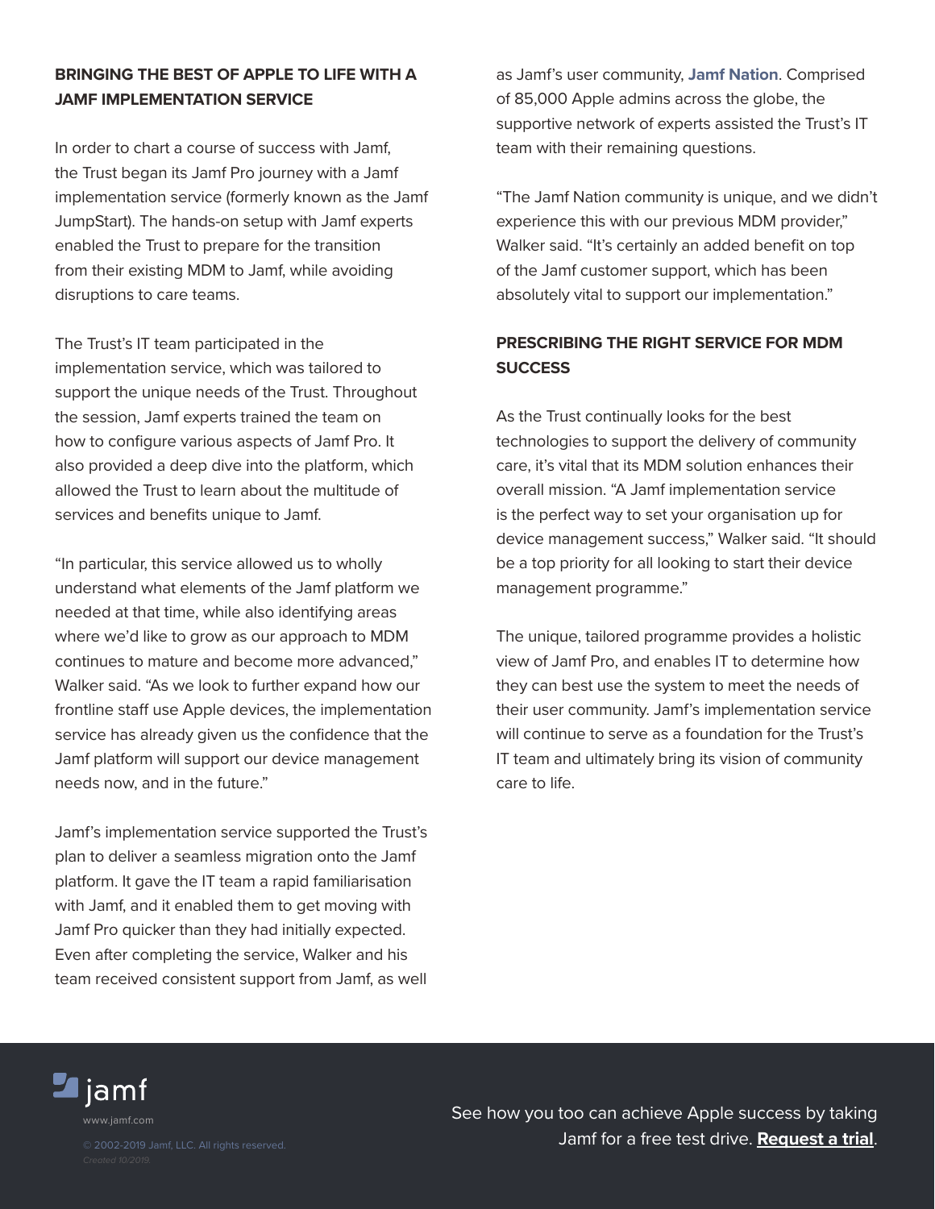## BRINGING THE BEST OF APPLE TO LIFE WITH A JAMF IMPLEMENTATION SERVICE

In order to chart a course of success with Jamf, the Trust began its Jamf Pro journey with a Jamf implementation service (formerly known as the Jamf JumpStart). The hands-on setup with Jamf experts enabled the Trust to prepare for the transition from their existing MDM to Jamf, while avoiding disruptions to care teams.

The Trust's IT team participated in the implementation service, which was tailored to support the unique needs of the Trust. Throughout the session, Jamf experts trained the team on how to configure various aspects of Jamf Pro. It also provided a deep dive into the platform, which allowed the Trust to learn about the multitude of services and benefits unique to Jamf.

"In particular, this service allowed us to wholly understand what elements of the Jamf platform we needed at that time, while also identifying areas where we'd like to grow as our approach to MDM continues to mature and become more advanced," Walker said. "As we look to further expand how our frontline staff use Apple devices, the implementation service has already given us the confidence that the Jamf platform will support our device management needs now, and in the future."

Jamf's implementation service supported the Trust's plan to deliver a seamless migration onto the Jamf platform. It gave the IT team a rapid familiarisation with Jamf, and it enabled them to get moving with Jamf Pro quicker than they had initially expected. Even after completing the service, Walker and his team received consistent support from Jamf, as well as Jamf's user community, **Jamf Nation**. Comprised of 85,000 Apple admins across the globe, the supportive network of experts assisted the Trust's IT team with their remaining questions.

"The Jamf Nation community is unique, and we didn't experience this with our previous MDM provider," Walker said. "It's certainly an added benefit on top of the Jamf customer support, which has been absolutely vital to support our implementation."

## PRESCRIBING THE RIGHT SERVICE FOR MDM SUCCESS

As the Trust continually looks for the best technologies to support the delivery of community care, it's vital that its MDM solution enhances their overall mission. "A Jamf implementation service is the perfect way to set your organisation up for device management success," Walker said. "It should be a top priority for all looking to start their device management programme."

The unique, tailored programme provides a holistic view of Jamf Pro, and enables IT to determine how they can best use the system to meet the needs of their user community. Jamf's implementation service will continue to serve as a foundation for the Trust's IT team and ultimately bring its vision of community care to life.

jamf

www.jamf.com

© 2002-2019 Jamf, LLC. All rights reserved.

*Created 10/2019.*

See how you too can achieve Apple success by taking Jamf for a free test drive. **Request a trial**.